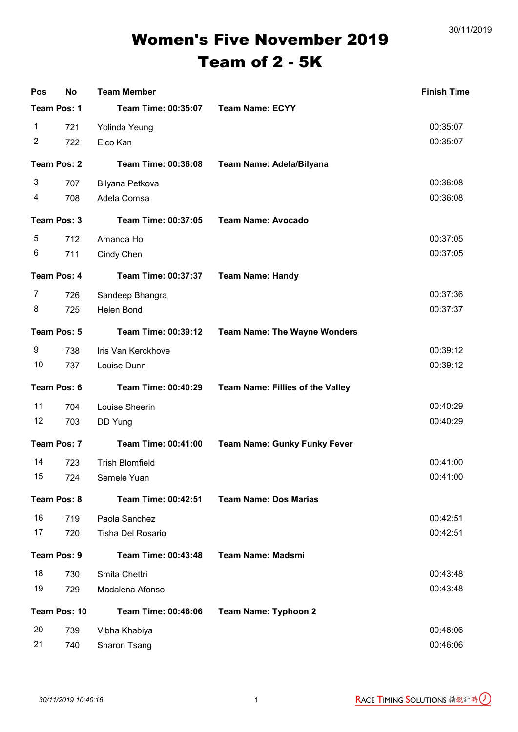30/11/2019

# Women's Five November 2019
## Team of 2 - 5K

| Pos | No | Team Member | | Finish Time |
|---|---|---|---|---|
| **Team Pos: 1** | | **Team Time: 00:35:07** | **Team Name: ECYY** | |
| 1 | 721 | Yolinda Yeung | | 00:35:07 |
| 2 | 722 | Elco Kan | | 00:35:07 |
| **Team Pos: 2** | | **Team Time: 00:36:08** | **Team Name: Adela/Bilyana** | |
| 3 | 707 | Bilyana Petkova | | 00:36:08 |
| 4 | 708 | Adela Comsa | | 00:36:08 |
| **Team Pos: 3** | | **Team Time: 00:37:05** | **Team Name: Avocado** | |
| 5 | 712 | Amanda Ho | | 00:37:05 |
| 6 | 711 | Cindy Chen | | 00:37:05 |
| **Team Pos: 4** | | **Team Time: 00:37:37** | **Team Name: Handy** | |
| 7 | 726 | Sandeep Bhangra | | 00:37:36 |
| 8 | 725 | Helen Bond | | 00:37:37 |
| **Team Pos: 5** | | **Team Time: 00:39:12** | **Team Name: The Wayne Wonders** | |
| 9 | 738 | Iris Van Kerckhove | | 00:39:12 |
| 10 | 737 | Louise Dunn | | 00:39:12 |
| **Team Pos: 6** | | **Team Time: 00:40:29** | **Team Name: Fillies of the Valley** | |
| 11 | 704 | Louise Sheerin | | 00:40:29 |
| 12 | 703 | DD Yung | | 00:40:29 |
| **Team Pos: 7** | | **Team Time: 00:41:00** | **Team Name: Gunky Funky Fever** | |
| 14 | 723 | Trish Blomfield | | 00:41:00 |
| 15 | 724 | Semele Yuan | | 00:41:00 |
| **Team Pos: 8** | | **Team Time: 00:42:51** | **Team Name: Dos Marias** | |
| 16 | 719 | Paola Sanchez | | 00:42:51 |
| 17 | 720 | Tisha Del Rosario | | 00:42:51 |
| **Team Pos: 9** | | **Team Time: 00:43:48** | **Team Name: Madsmi** | |
| 18 | 730 | Smita Chettri | | 00:43:48 |
| 19 | 729 | Madalena Afonso | | 00:43:48 |
| **Team Pos: 10** | | **Team Time: 00:46:06** | **Team Name: Typhoon 2** | |
| 20 | 739 | Vibha Khabiya | | 00:46:06 |
| 21 | 740 | Sharon Tsang | | 00:46:06 |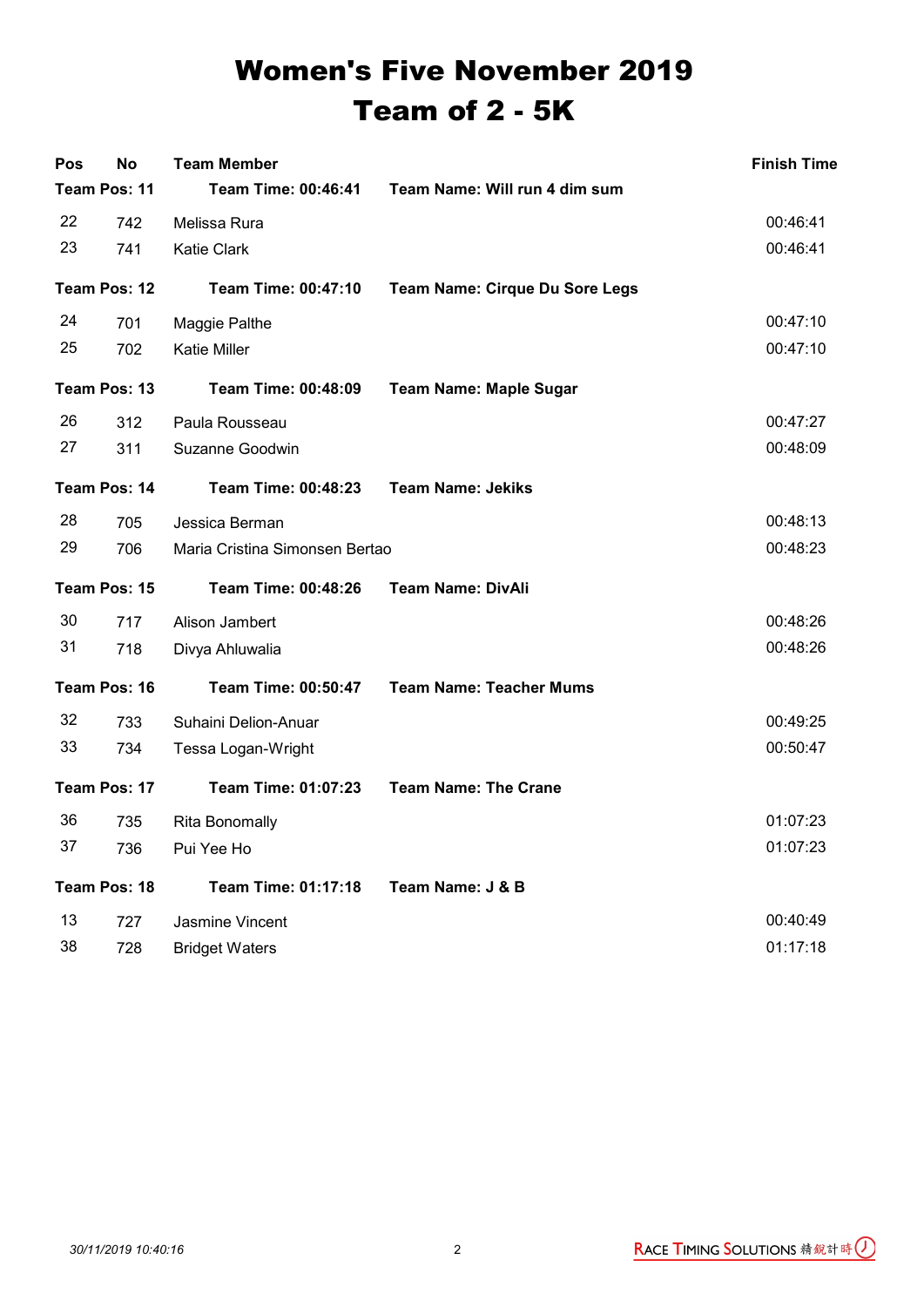# Women's Five November 2019
# Team of 2 - 5K

| Pos | No | Team Member | | Finish Time |
|---|---|---|---|---|
| **Team Pos: 11** | | **Team Time: 00:46:41** | **Team Name: Will run 4 dim sum** | |
| 22 | 742 | Melissa Rura | | 00:46:41 |
| 23 | 741 | Katie Clark | | 00:46:41 |
| **Team Pos: 12** | | **Team Time: 00:47:10** | **Team Name: Cirque Du Sore Legs** | |
| 24 | 701 | Maggie Palthe | | 00:47:10 |
| 25 | 702 | Katie Miller | | 00:47:10 |
| **Team Pos: 13** | | **Team Time: 00:48:09** | **Team Name: Maple Sugar** | |
| 26 | 312 | Paula Rousseau | | 00:47:27 |
| 27 | 311 | Suzanne Goodwin | | 00:48:09 |
| **Team Pos: 14** | | **Team Time: 00:48:23** | **Team Name: Jekiks** | |
| 28 | 705 | Jessica Berman | | 00:48:13 |
| 29 | 706 | Maria Cristina Simonsen Bertao | | 00:48:23 |
| **Team Pos: 15** | | **Team Time: 00:48:26** | **Team Name: DivAli** | |
| 30 | 717 | Alison Jambert | | 00:48:26 |
| 31 | 718 | Divya Ahluwalia | | 00:48:26 |
| **Team Pos: 16** | | **Team Time: 00:50:47** | **Team Name: Teacher Mums** | |
| 32 | 733 | Suhaini Delion-Anuar | | 00:49:25 |
| 33 | 734 | Tessa Logan-Wright | | 00:50:47 |
| **Team Pos: 17** | | **Team Time: 01:07:23** | **Team Name: The Crane** | |
| 36 | 735 | Rita Bonomally | | 01:07:23 |
| 37 | 736 | Pui Yee Ho | | 01:07:23 |
| **Team Pos: 18** | | **Team Time: 01:17:18** | **Team Name: J & B** | |
| 13 | 727 | Jasmine Vincent | | 00:40:49 |
| 38 | 728 | Bridget Waters | | 01:17:18 |

*30/11/2019 10:40:16*

Race Timing Solutions 精銳計時